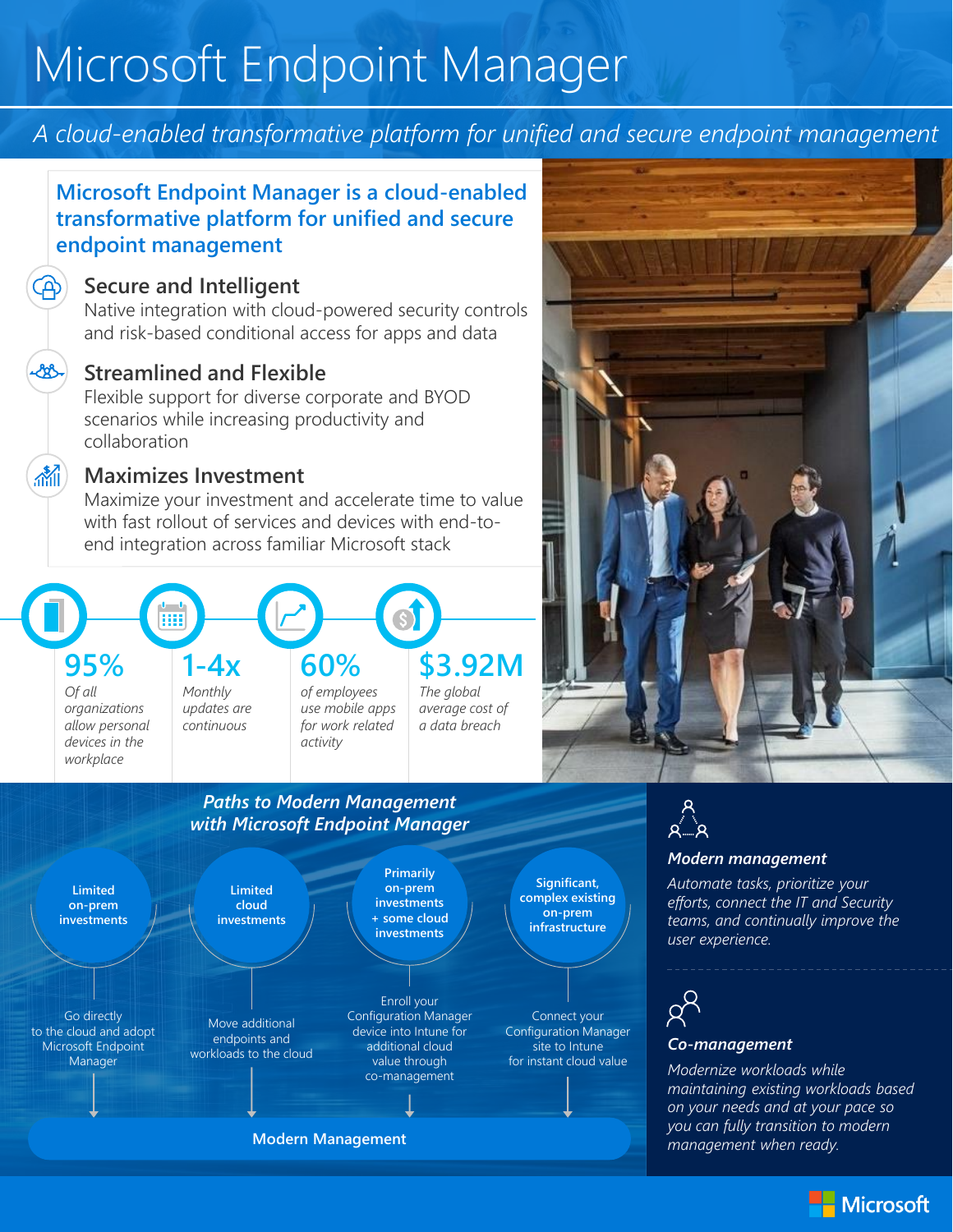# Microsoft Endpoint Manager

*A cloud-enabled transformative platform for unified and secure endpoint management*

## Microsoft Endpoint Manager is a cloud-enabled transformative platform for unified and secure endpoint management

### Secure and Intelligent

Native integration with cloud-powered security controls and risk-based conditional access for apps and data

### Streamlined and Flexible

Flexible support for diverse corporate and BYOD scenarios while increasing productivity and collaboration

### Maximizes Investment

Maximize your investment and accelerate time to value with fast rollout of services and devices with end-to-end integration across familiar Microsoft stack

**95%**
*Of all organizations allow personal devices in the workplace*

**1-4x**
*Monthly updates are continuous*

**60%**
*of employees use mobile apps for work related activity*

**$3.92M**
*The global average cost of a data breach*

## *Paths to Modern Management with Microsoft Endpoint Manager*

- **Limited on-prem investments** → Go directly to the cloud and adopt Microsoft Endpoint Manager
- **Limited cloud investments** → Move additional endpoints and workloads to the cloud
- **Primarily on-prem investments + some cloud investments** → Enroll your Configuration Manager device into Intune for additional cloud value through co-management
- **Significant, complex existing on-prem infrastructure** → Connect your Configuration Manager site to Intune for instant cloud value

**Modern Management**

### *Modern management*

*Automate tasks, prioritize your efforts, connect the IT and Security teams, and continually improve the user experience.*

### *Co-management*

*Modernize workloads while maintaining existing workloads based on your needs and at your pace so you can fully transition to modern management when ready.*

Microsoft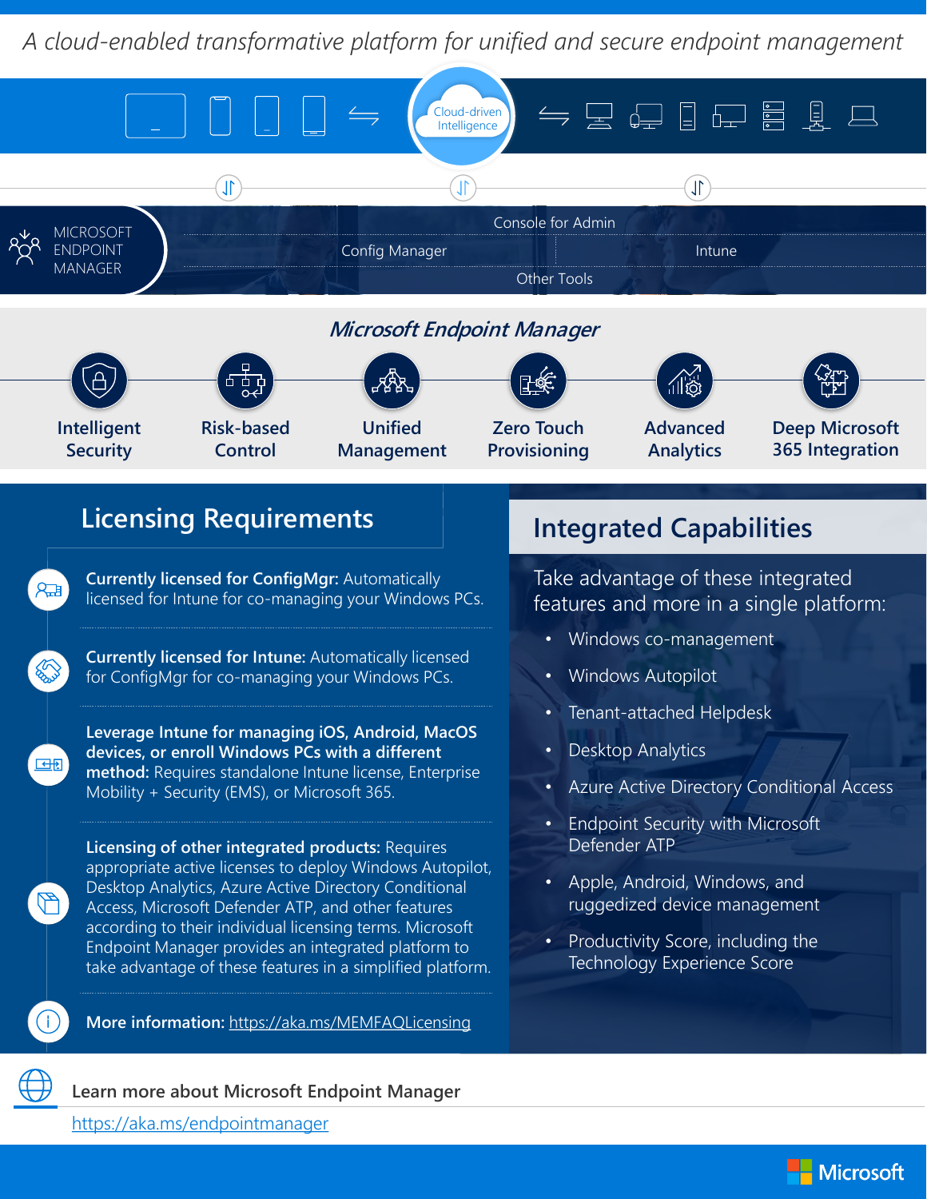*A cloud-enabled transformative platform for unified and secure endpoint management*

Cloud-driven Intelligence

MICROSOFT ENDPOINT MANAGER

Console for Admin

Config Manager

Intune

Other Tools

## *Microsoft Endpoint Manager*

**Intelligent Security**

**Risk-based Control**

**Unified Management**

**Zero Touch Provisioning**

**Advanced Analytics**

**Deep Microsoft 365 Integration**

## Licensing Requirements

**Currently licensed for ConfigMgr:** Automatically licensed for Intune for co-managing your Windows PCs.

**Currently licensed for Intune:** Automatically licensed for ConfigMgr for co-managing your Windows PCs.

**Leverage Intune for managing iOS, Android, MacOS devices, or enroll Windows PCs with a different method:** Requires standalone Intune license, Enterprise Mobility + Security (EMS), or Microsoft 365.

**Licensing of other integrated products:** Requires appropriate active licenses to deploy Windows Autopilot, Desktop Analytics, Azure Active Directory Conditional Access, Microsoft Defender ATP, and other features according to their individual licensing terms. Microsoft Endpoint Manager provides an integrated platform to take advantage of these features in a simplified platform.

**More information:** https://aka.ms/MEMFAQLicensing

## Integrated Capabilities

Take advantage of these integrated features and more in a single platform:

- Windows co-management
- Windows Autopilot
- Tenant-attached Helpdesk
- Desktop Analytics
- Azure Active Directory Conditional Access
- Endpoint Security with Microsoft Defender ATP
- Apple, Android, Windows, and ruggedized device management
- Productivity Score, including the Technology Experience Score

**Learn more about Microsoft Endpoint Manager**

https://aka.ms/endpointmanager

Microsoft